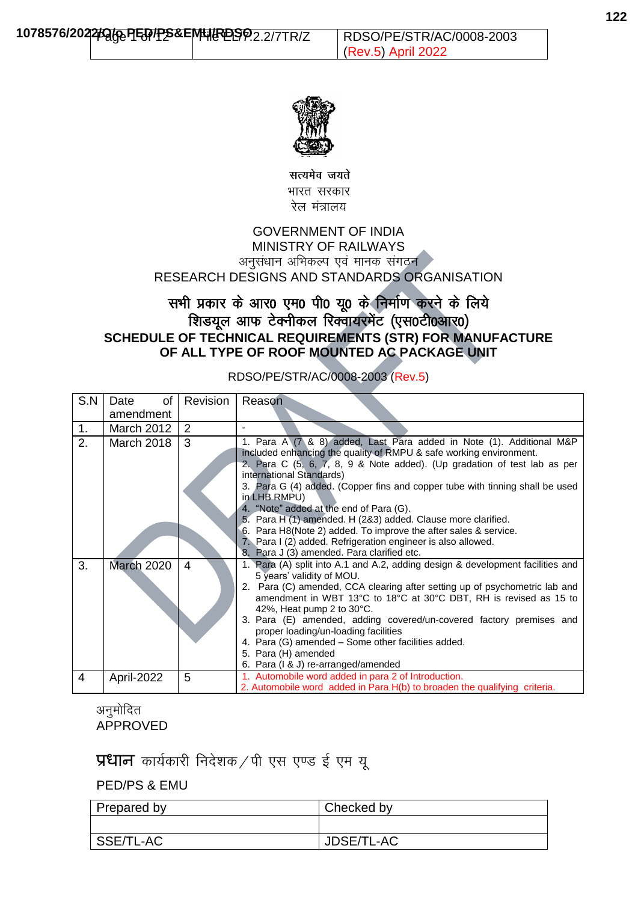| 1078576/2022/O/o PED/PS&EMU/RDSO | File EL/7.2.2/7TR/Z | RDSO/PE/STR/AC/0008-2003 (Rev.5) April 2022 |
|---|---|---|

सत्यमेव जयते

भारत सरकार

रेल मंत्रालय

GOVERNMENT OF INDIA

MINISTRY OF RAILWAYS

अनुसंधान अभिकल्प एवं मानक संगठन

RESEARCH DESIGNS AND STANDARDS ORGANISATION

# सभी प्रकार के आर० एम० पी० यू० के निर्माण करने के लिये शिडयूल आफ टेक्नीकल रिक्वायरमेंट (एस०टी०आर०)

# SCHEDULE OF TECHNICAL REQUIREMENTS (STR) FOR MANUFACTURE OF ALL TYPE OF ROOF MOUNTED AC PACKAGE UNIT

RDSO/PE/STR/AC/0008-2003 (Rev.5)

| S.N | Date of amendment | Revision | Reason |
|---|---|---|---|
| 1. | March 2012 | 2 | - |
| 2. | March 2018 | 3 | 1. Para A (7 & 8) added, Last Para added in Note (1). Additional M&P included enhancing the quality of RMPU & safe working environment.<br>2. Para C (5, 6, 7, 8, 9 & Note added). (Up gradation of test lab as per international Standards)<br>3. Para G (4) added. (Copper fins and copper tube with tinning shall be used in LHB RMPU)<br>4. "Note" added at the end of Para (G).<br>5. Para H (1) amended. H (2&3) added. Clause more clarified.<br>6. Para H8(Note 2) added. To improve the after sales & service.<br>7. Para I (2) added. Refrigeration engineer is also allowed.<br>8. Para J (3) amended. Para clarified etc. |
| 3. | March 2020 | 4 | 1. Para (A) split into A.1 and A.2, adding design & development facilities and 5 years' validity of MOU.<br>2. Para (C) amended, CCA clearing after setting up of psychometric lab and amendment in WBT 13°C to 18°C at 30°C DBT, RH is revised as 15 to 42%, Heat pump 2 to 30°C.<br>3. Para (E) amended, adding covered/un-covered factory premises and proper loading/un-loading facilities<br>4. Para (G) amended – Some other facilities added.<br>5. Para (H) amended<br>6. Para (I & J) re-arranged/amended |
| 4 | April-2022 | 5 | 1. Automobile word added in para 2 of Introduction.<br>2. Automobile word added in Para H(b) to broaden the qualifying criteria. |

अनुमोदित

APPROVED

**प्रधान** कार्यकारी निदेशक/पी एस एण्ड ई एम यू

PED/PS & EMU

| Prepared by | Checked by |
|---|---|
| | |
| SSE/TL-AC | JDSE/TL-AC |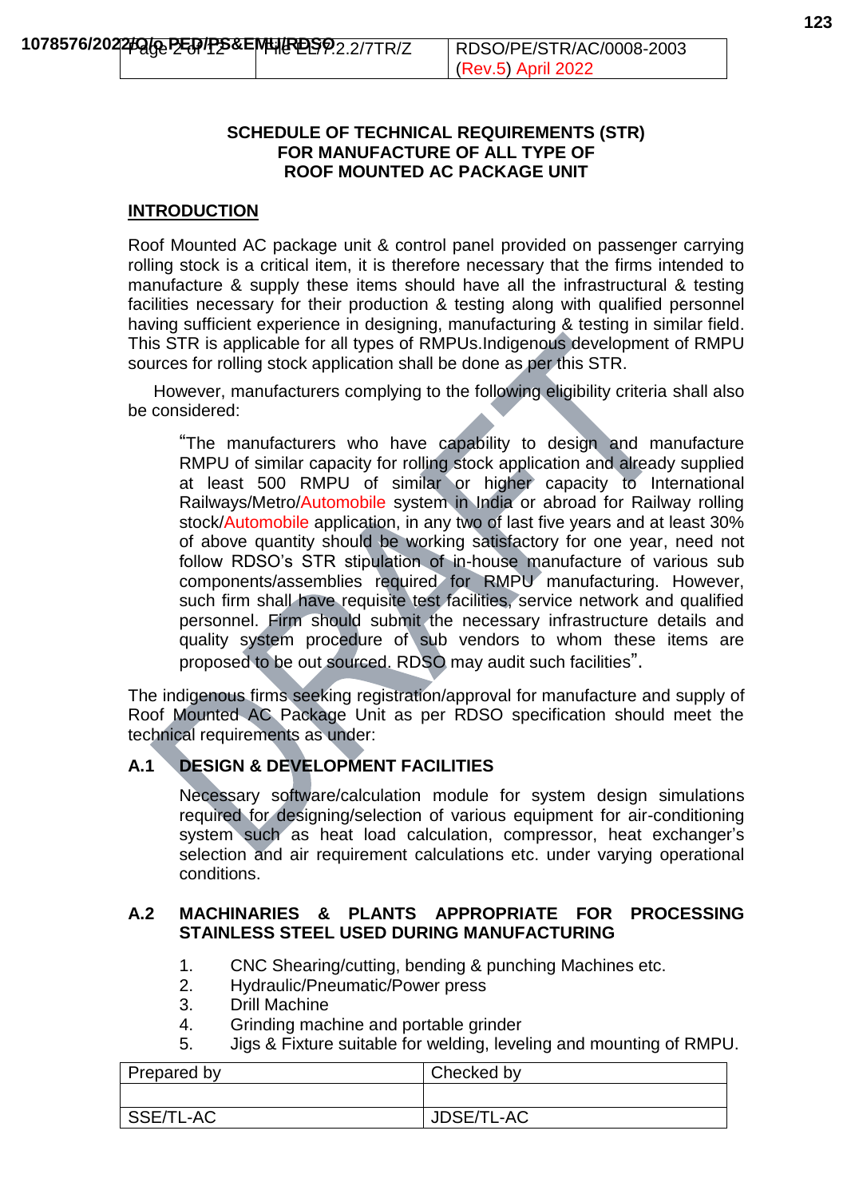# SCHEDULE OF TECHNICAL REQUIREMENTS (STR) FOR MANUFACTURE OF ALL TYPE OF ROOF MOUNTED AC PACKAGE UNIT

## INTRODUCTION

Roof Mounted AC package unit & control panel provided on passenger carrying rolling stock is a critical item, it is therefore necessary that the firms intended to manufacture & supply these items should have all the infrastructural & testing facilities necessary for their production & testing along with qualified personnel having sufficient experience in designing, manufacturing & testing in similar field. This STR is applicable for all types of RMPUs.Indigenous development of RMPU sources for rolling stock application shall be done as per this STR.

However, manufacturers complying to the following eligibility criteria shall also be considered:

> "The manufacturers who have capability to design and manufacture RMPU of similar capacity for rolling stock application and already supplied at least 500 RMPU of similar or higher capacity to International Railways/Metro/Automobile system in India or abroad for Railway rolling stock/Automobile application, in any two of last five years and at least 30% of above quantity should be working satisfactory for one year, need not follow RDSO's STR stipulation of in-house manufacture of various sub components/assemblies required for RMPU manufacturing. However, such firm shall have requisite test facilities, service network and qualified personnel. Firm should submit the necessary infrastructure details and quality system procedure of sub vendors to whom these items are proposed to be out sourced. RDSO may audit such facilities".

The indigenous firms seeking registration/approval for manufacture and supply of Roof Mounted AC Package Unit as per RDSO specification should meet the technical requirements as under:

## A.1 DESIGN & DEVELOPMENT FACILITIES

Necessary software/calculation module for system design simulations required for designing/selection of various equipment for air-conditioning system such as heat load calculation, compressor, heat exchanger's selection and air requirement calculations etc. under varying operational conditions.

## A.2 MACHINARIES & PLANTS APPROPRIATE FOR PROCESSING STAINLESS STEEL USED DURING MANUFACTURING

1. CNC Shearing/cutting, bending & punching Machines etc.
2. Hydraulic/Pneumatic/Power press
3. Drill Machine
4. Grinding machine and portable grinder
5. Jigs & Fixture suitable for welding, leveling and mounting of RMPU.

| Prepared by | Checked by |
|---|---|
| | |
| SSE/TL-AC | JDSE/TL-AC |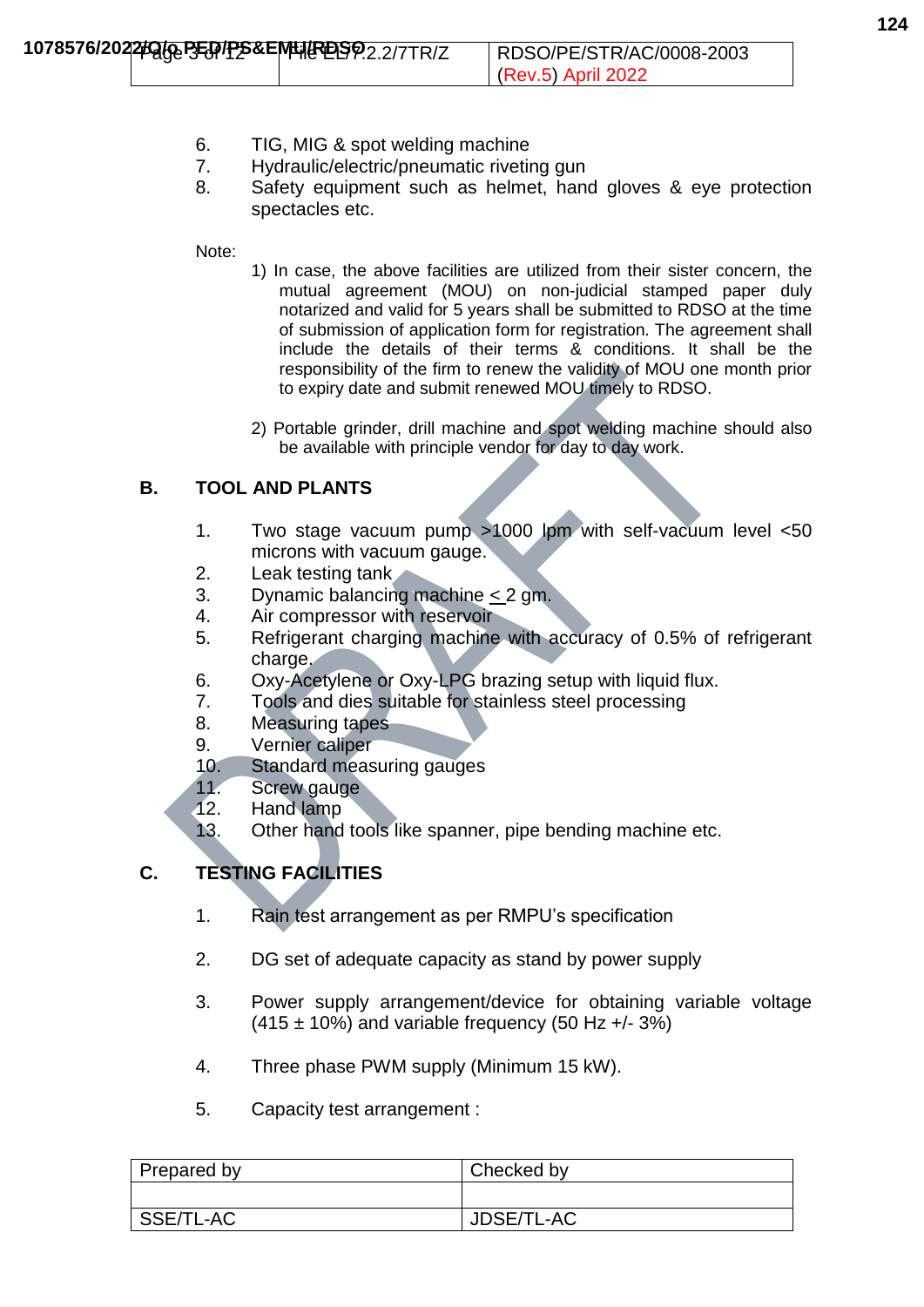6. TIG, MIG & spot welding machine
7. Hydraulic/electric/pneumatic riveting gun
8. Safety equipment such as helmet, hand gloves & eye protection spectacles etc.

Note:

1) In case, the above facilities are utilized from their sister concern, the mutual agreement (MOU) on non-judicial stamped paper duly notarized and valid for 5 years shall be submitted to RDSO at the time of submission of application form for registration. The agreement shall include the details of their terms & conditions. It shall be the responsibility of the firm to renew the validity of MOU one month prior to expiry date and submit renewed MOU timely to RDSO.

2) Portable grinder, drill machine and spot welding machine should also be available with principle vendor for day to day work.

## B. TOOL AND PLANTS

1. Two stage vacuum pump >1000 lpm with self-vacuum level <50 microns with vacuum gauge.
2. Leak testing tank
3. Dynamic balancing machine $\leq$ 2 gm.
4. Air compressor with reservoir
5. Refrigerant charging machine with accuracy of 0.5% of refrigerant charge.
6. Oxy-Acetylene or Oxy-LPG brazing setup with liquid flux.
7. Tools and dies suitable for stainless steel processing
8. Measuring tapes
9. Vernier caliper
10. Standard measuring gauges
11. Screw gauge
12. Hand lamp
13. Other hand tools like spanner, pipe bending machine etc.

## C. TESTING FACILITIES

1. Rain test arrangement as per RMPU's specification
2. DG set of adequate capacity as stand by power supply
3. Power supply arrangement/device for obtaining variable voltage (415 ± 10%) and variable frequency (50 Hz +/- 3%)
4. Three phase PWM supply (Minimum 15 kW).
5. Capacity test arrangement :

| Prepared by | Checked by |
|---|---|
| | |
| SSE/TL-AC | JDSE/TL-AC |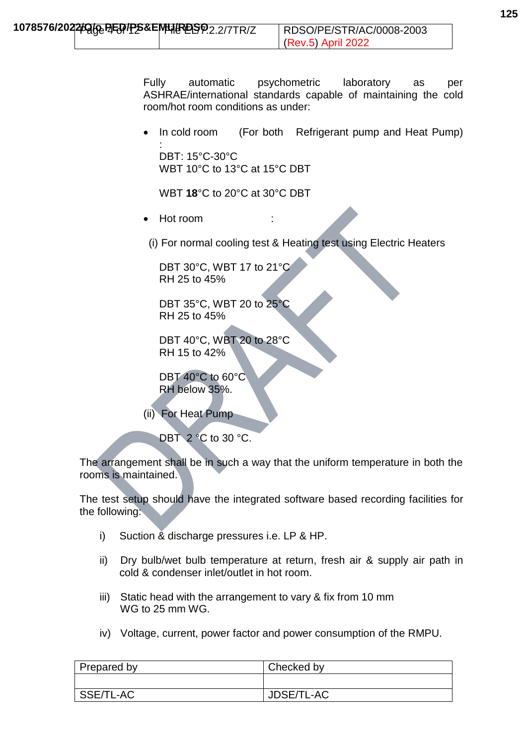Fully automatic psychometric laboratory as per ASHRAE/international standards capable of maintaining the cold room/hot room conditions as under:

- In cold room (For both Refrigerant pump and Heat Pump) :

  DBT: 15°C-30°C
  WBT 10°C to 13°C at 15°C DBT

  WBT **18**°C to 20°C at 30°C DBT

- Hot room :

  (i) For normal cooling test & Heating test using Electric Heaters

  DBT 30°C, WBT 17 to 21°C
  RH 25 to 45%

  DBT 35°C, WBT 20 to 25°C
  RH 25 to 45%

  DBT 40°C, WBT 20 to 28°C
  RH 15 to 42%

  DBT 40°C to 60°C
  RH below 35%.

  (ii) For Heat Pump

  DBT 2 °C to 30 °C.

The arrangement shall be in such a way that the uniform temperature in both the rooms is maintained.

The test setup should have the integrated software based recording facilities for the following:

i) Suction & discharge pressures i.e. LP & HP.

ii) Dry bulb/wet bulb temperature at return, fresh air & supply air path in cold & condenser inlet/outlet in hot room.

iii) Static head with the arrangement to vary & fix from 10 mm WG to 25 mm WG.

iv) Voltage, current, power factor and power consumption of the RMPU.

| Prepared by | Checked by |
|---|---|
| | |
| SSE/TL-AC | JDSE/TL-AC |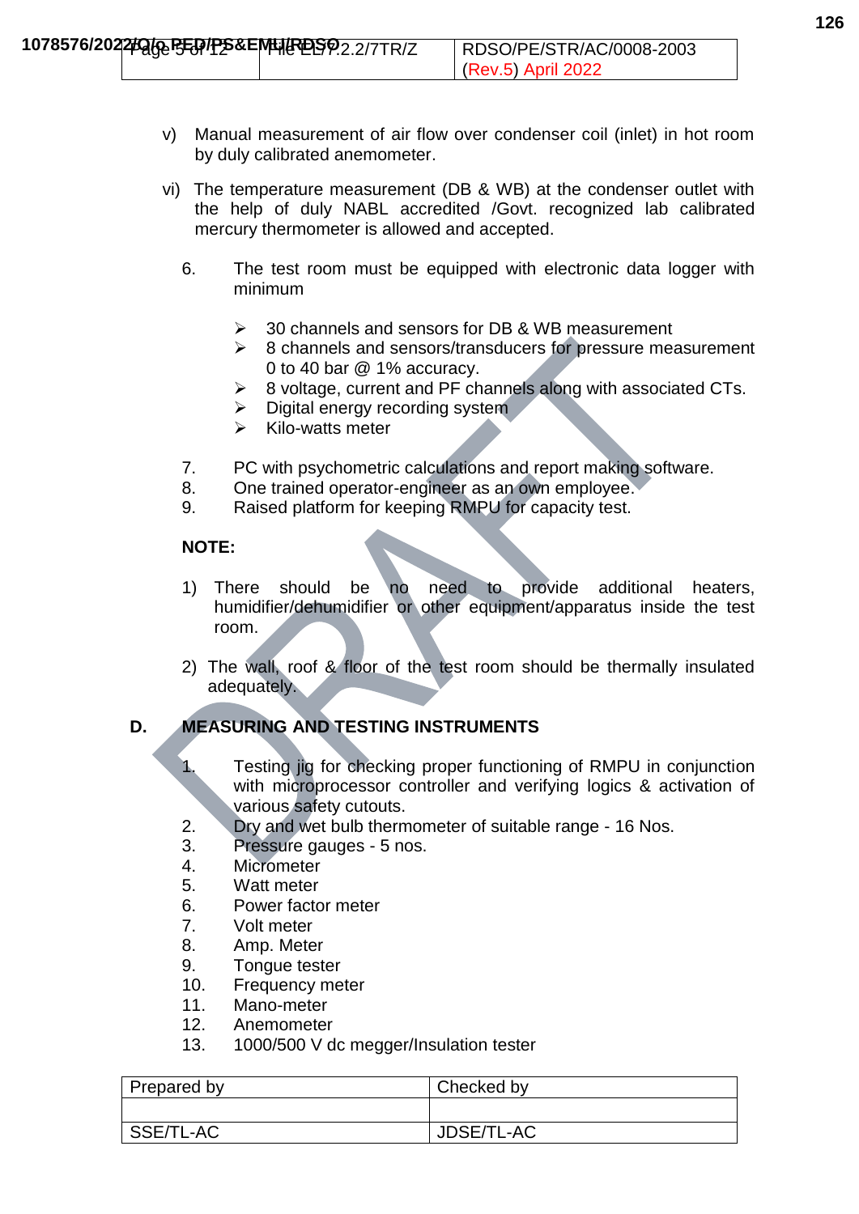v) Manual measurement of air flow over condenser coil (inlet) in hot room by duly calibrated anemometer.

vi) The temperature measurement (DB & WB) at the condenser outlet with the help of duly NABL accredited /Govt. recognized lab calibrated mercury thermometer is allowed and accepted.

6. The test room must be equipped with electronic data logger with minimum

   - 30 channels and sensors for DB & WB measurement
   - 8 channels and sensors/transducers for pressure measurement 0 to 40 bar @ 1% accuracy.
   - 8 voltage, current and PF channels along with associated CTs.
   - Digital energy recording system
   - Kilo-watts meter

7. PC with psychometric calculations and report making software.
8. One trained operator-engineer as an own employee.
9. Raised platform for keeping RMPU for capacity test.

**NOTE:**

1) There should be no need to provide additional heaters, humidifier/dehumidifier or other equipment/apparatus inside the test room.

2) The wall, roof & floor of the test room should be thermally insulated adequately.

## D. MEASURING AND TESTING INSTRUMENTS

1. Testing jig for checking proper functioning of RMPU in conjunction with microprocessor controller and verifying logics & activation of various safety cutouts.
2. Dry and wet bulb thermometer of suitable range - 16 Nos.
3. Pressure gauges - 5 nos.
4. Micrometer
5. Watt meter
6. Power factor meter
7. Volt meter
8. Amp. Meter
9. Tongue tester
10. Frequency meter
11. Mano-meter
12. Anemometer
13. 1000/500 V dc megger/Insulation tester

| Prepared by | Checked by |
|---|---|
| | |
| SSE/TL-AC | JDSE/TL-AC |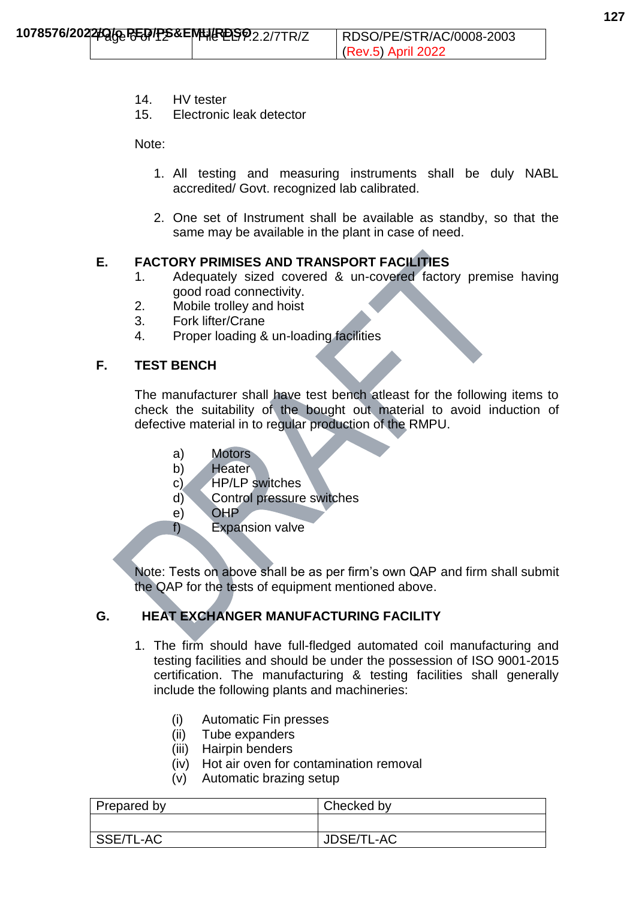14. HV tester
15. Electronic leak detector

Note:

1. All testing and measuring instruments shall be duly NABL accredited/ Govt. recognized lab calibrated.

2. One set of Instrument shall be available as standby, so that the same may be available in the plant in case of need.

## E. FACTORY PRIMISES AND TRANSPORT FACILITIES

1. Adequately sized covered & un-covered factory premise having good road connectivity.
2. Mobile trolley and hoist
3. Fork lifter/Crane
4. Proper loading & un-loading facilities

## F. TEST BENCH

The manufacturer shall have test bench atleast for the following items to check the suitability of the bought out material to avoid induction of defective material in to regular production of the RMPU.

a) Motors
b) Heater
c) HP/LP switches
d) Control pressure switches
e) OHP
f) Expansion valve

Note: Tests on above shall be as per firm's own QAP and firm shall submit the QAP for the tests of equipment mentioned above.

## G. HEAT EXCHANGER MANUFACTURING FACILITY

1. The firm should have full-fledged automated coil manufacturing and testing facilities and should be under the possession of ISO 9001-2015 certification. The manufacturing & testing facilities shall generally include the following plants and machineries:

   (i) Automatic Fin presses
   (ii) Tube expanders
   (iii) Hairpin benders
   (iv) Hot air oven for contamination removal
   (v) Automatic brazing setup

| Prepared by | Checked by |
|---|---|
| | |
| SSE/TL-AC | JDSE/TL-AC |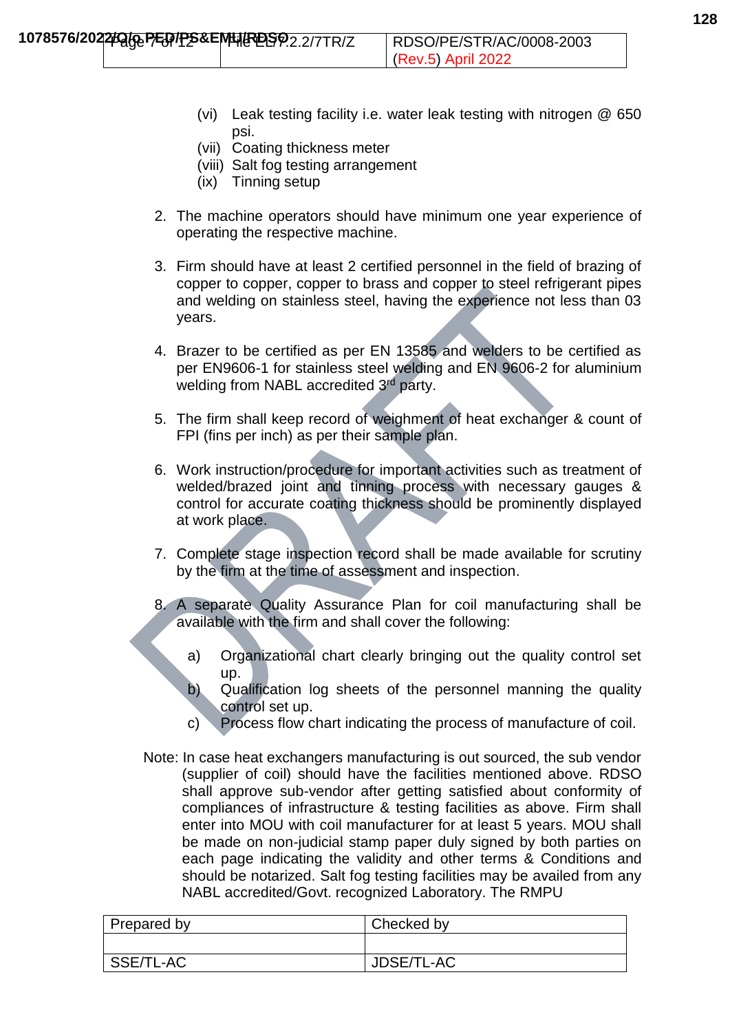(vi) Leak testing facility i.e. water leak testing with nitrogen @ 650 psi.
(vii) Coating thickness meter
(viii) Salt fog testing arrangement
(ix) Tinning setup

2. The machine operators should have minimum one year experience of operating the respective machine.

3. Firm should have at least 2 certified personnel in the field of brazing of copper to copper, copper to brass and copper to steel refrigerant pipes and welding on stainless steel, having the experience not less than 03 years.

4. Brazer to be certified as per EN 13585 and welders to be certified as per EN9606-1 for stainless steel welding and EN 9606-2 for aluminium welding from NABL accredited 3rd party.

5. The firm shall keep record of weighment of heat exchanger & count of FPI (fins per inch) as per their sample plan.

6. Work instruction/procedure for important activities such as treatment of welded/brazed joint and tinning process with necessary gauges & control for accurate coating thickness should be prominently displayed at work place.

7. Complete stage inspection record shall be made available for scrutiny by the firm at the time of assessment and inspection.

8. A separate Quality Assurance Plan for coil manufacturing shall be available with the firm and shall cover the following:

   a) Organizational chart clearly bringing out the quality control set up.
   b) Qualification log sheets of the personnel manning the quality control set up.
   c) Process flow chart indicating the process of manufacture of coil.

Note: In case heat exchangers manufacturing is out sourced, the sub vendor (supplier of coil) should have the facilities mentioned above. RDSO shall approve sub-vendor after getting satisfied about conformity of compliances of infrastructure & testing facilities as above. Firm shall enter into MOU with coil manufacturer for at least 5 years. MOU shall be made on non-judicial stamp paper duly signed by both parties on each page indicating the validity and other terms & Conditions and should be notarized. Salt fog testing facilities may be availed from any NABL accredited/Govt. recognized Laboratory. The RMPU

| Prepared by | Checked by |
| --- | --- |
| | |
| SSE/TL-AC | JDSE/TL-AC |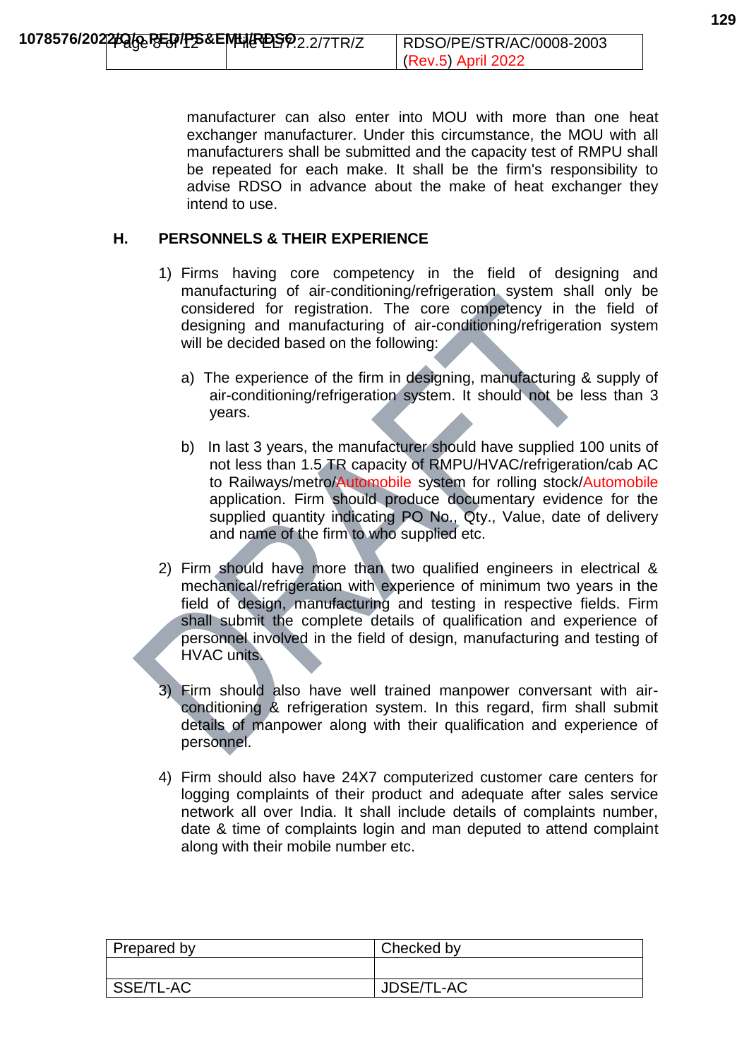manufacturer can also enter into MOU with more than one heat exchanger manufacturer. Under this circumstance, the MOU with all manufacturers shall be submitted and the capacity test of RMPU shall be repeated for each make. It shall be the firm's responsibility to advise RDSO in advance about the make of heat exchanger they intend to use.

## H. PERSONNELS & THEIR EXPERIENCE

1) Firms having core competency in the field of designing and manufacturing of air-conditioning/refrigeration system shall only be considered for registration. The core competency in the field of designing and manufacturing of air-conditioning/refrigeration system will be decided based on the following:

   a) The experience of the firm in designing, manufacturing & supply of air-conditioning/refrigeration system. It should not be less than 3 years.

   b) In last 3 years, the manufacturer should have supplied 100 units of not less than 1.5 TR capacity of RMPU/HVAC/refrigeration/cab AC to Railways/metro/Automobile system for rolling stock/Automobile application. Firm should produce documentary evidence for the supplied quantity indicating PO No., Qty., Value, date of delivery and name of the firm to who supplied etc.

2) Firm should have more than two qualified engineers in electrical & mechanical/refrigeration with experience of minimum two years in the field of design, manufacturing and testing in respective fields. Firm shall submit the complete details of qualification and experience of personnel involved in the field of design, manufacturing and testing of HVAC units.

3) Firm should also have well trained manpower conversant with air-conditioning & refrigeration system. In this regard, firm shall submit details of manpower along with their qualification and experience of personnel.

4) Firm should also have 24X7 computerized customer care centers for logging complaints of their product and adequate after sales service network all over India. It shall include details of complaints number, date & time of complaints login and man deputed to attend complaint along with their mobile number etc.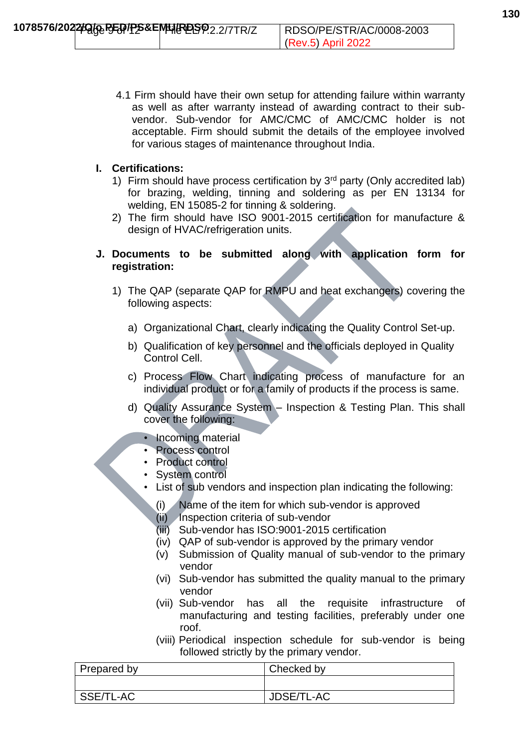4.1 Firm should have their own setup for attending failure within warranty as well as after warranty instead of awarding contract to their sub-vendor. Sub-vendor for AMC/CMC of AMC/CMC holder is not acceptable. Firm should submit the details of the employee involved for various stages of maintenance throughout India.

**I. Certifications:**

1) Firm should have process certification by 3rd party (Only accredited lab) for brazing, welding, tinning and soldering as per EN 13134 for welding, EN 15085-2 for tinning & soldering.
2) The firm should have ISO 9001-2015 certification for manufacture & design of HVAC/refrigeration units.

**J. Documents to be submitted along with application form for registration:**

1) The QAP (separate QAP for RMPU and heat exchangers) covering the following aspects:

   a) Organizational Chart, clearly indicating the Quality Control Set-up.

   b) Qualification of key personnel and the officials deployed in Quality Control Cell.

   c) Process Flow Chart indicating process of manufacture for an individual product or for a family of products if the process is same.

   d) Quality Assurance System – Inspection & Testing Plan. This shall cover the following:

   - Incoming material
   - Process control
   - Product control
   - System control
   - List of sub vendors and inspection plan indicating the following:

     (i) Name of the item for which sub-vendor is approved
     (ii) Inspection criteria of sub-vendor
     (iii) Sub-vendor has ISO:9001-2015 certification
     (iv) QAP of sub-vendor is approved by the primary vendor
     (v) Submission of Quality manual of sub-vendor to the primary vendor
     (vi) Sub-vendor has submitted the quality manual to the primary vendor
     (vii) Sub-vendor has all the requisite infrastructure of manufacturing and testing facilities, preferably under one roof.
     (viii) Periodical inspection schedule for sub-vendor is being followed strictly by the primary vendor.

| Prepared by | Checked by |
|---|---|
| | |
| SSE/TL-AC | JDSE/TL-AC |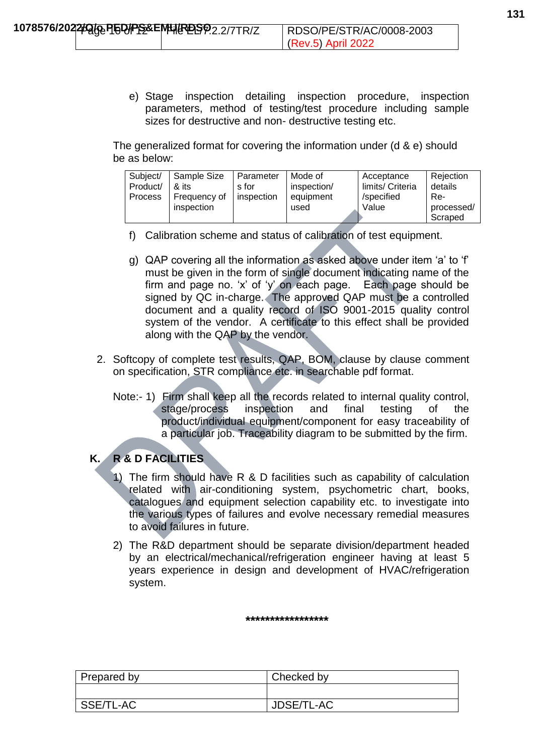e) Stage inspection detailing inspection procedure, inspection parameters, method of testing/test procedure including sample sizes for destructive and non- destructive testing etc.

The generalized format for covering the information under (d & e) should be as below:

| Subject/ Product/ Process | Sample Size & its Frequency of inspection | Parameters for inspection | Mode of inspection/ equipment used | Acceptance limits/ Criteria /specified Value | Rejection details Re-processed/ Scraped |
|---|---|---|---|---|---|

f) Calibration scheme and status of calibration of test equipment.

g) QAP covering all the information as asked above under item 'a' to 'f' must be given in the form of single document indicating name of the firm and page no. 'x' of 'y' on each page. Each page should be signed by QC in-charge. The approved QAP must be a controlled document and a quality record of ISO 9001-2015 quality control system of the vendor. A certificate to this effect shall be provided along with the QAP by the vendor.

2. Softcopy of complete test results, QAP, BOM, clause by clause comment on specification, STR compliance etc. in searchable pdf format.

Note:- 1) Firm shall keep all the records related to internal quality control, stage/process inspection and final testing of the product/individual equipment/component for easy traceability of a particular job. Traceability diagram to be submitted by the firm.

**K. R & D FACILITIES**

1) The firm should have R & D facilities such as capability of calculation related with air-conditioning system, psychometric chart, books, catalogues and equipment selection capability etc. to investigate into the various types of failures and evolve necessary remedial measures to avoid failures in future.

2) The R&D department should be separate division/department headed by an electrical/mechanical/refrigeration engineer having at least 5 years experience in design and development of HVAC/refrigeration system.

*****************

| Prepared by | Checked by |
|---|---|
| | |
| SSE/TL-AC | JDSE/TL-AC |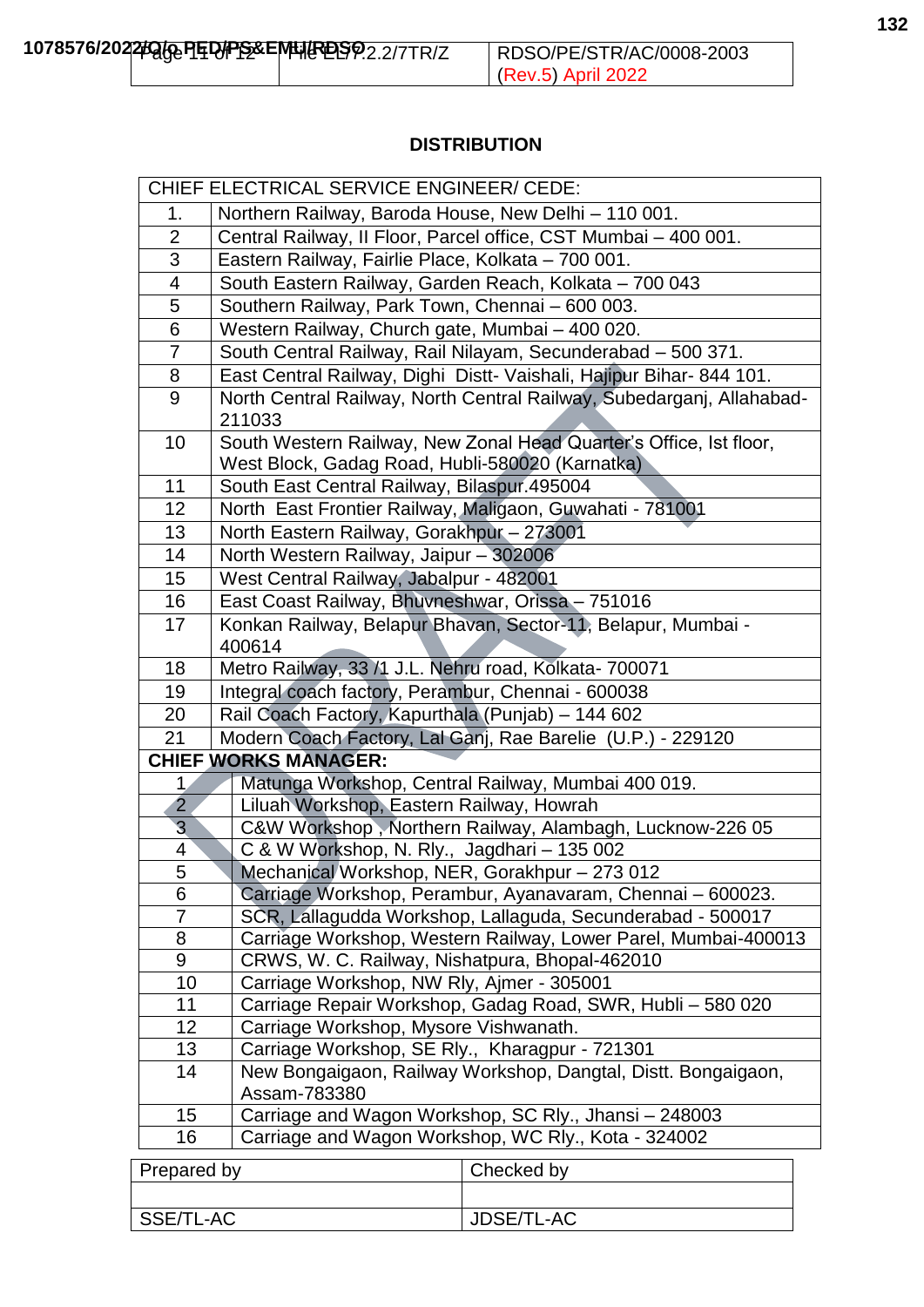## DISTRIBUTION

| CHIEF ELECTRICAL SERVICE ENGINEER/ CEDE: | |
|---|---|
| 1. | Northern Railway, Baroda House, New Delhi – 110 001. |
| 2 | Central Railway, II Floor, Parcel office, CST Mumbai – 400 001. |
| 3 | Eastern Railway, Fairlie Place, Kolkata – 700 001. |
| 4 | South Eastern Railway, Garden Reach, Kolkata – 700 043 |
| 5 | Southern Railway, Park Town, Chennai – 600 003. |
| 6 | Western Railway, Church gate, Mumbai – 400 020. |
| 7 | South Central Railway, Rail Nilayam, Secunderabad – 500 371. |
| 8 | East Central Railway, Dighi Distt- Vaishali, Hajipur Bihar- 844 101. |
| 9 | North Central Railway, North Central Railway, Subedarganj, Allahabad-211033 |
| 10 | South Western Railway, New Zonal Head Quarter's Office, Ist floor, West Block, Gadag Road, Hubli-580020 (Karnatka) |
| 11 | South East Central Railway, Bilaspur.495004 |
| 12 | North East Frontier Railway, Maligaon, Guwahati - 781001 |
| 13 | North Eastern Railway, Gorakhpur – 273001 |
| 14 | North Western Railway, Jaipur – 302006 |
| 15 | West Central Railway, Jabalpur - 482001 |
| 16 | East Coast Railway, Bhuvneshwar, Orissa – 751016 |
| 17 | Konkan Railway, Belapur Bhavan, Sector-11, Belapur, Mumbai - 400614 |
| 18 | Metro Railway, 33 /1 J.L. Nehru road, Kolkata- 700071 |
| 19 | Integral coach factory, Perambur, Chennai - 600038 |
| 20 | Rail Coach Factory, Kapurthala (Punjab) – 144 602 |
| 21 | Modern Coach Factory, Lal Ganj, Rae Barelie (U.P.) - 229120 |
| **CHIEF WORKS MANAGER:** | |
| 1 | Matunga Workshop, Central Railway, Mumbai 400 019. |
| 2 | Liluah Workshop, Eastern Railway, Howrah |
| 3 | C&W Workshop , Northern Railway, Alambagh, Lucknow-226 05 |
| 4 | C & W Workshop, N. Rly., Jagdhari – 135 002 |
| 5 | Mechanical Workshop, NER, Gorakhpur – 273 012 |
| 6 | Carriage Workshop, Perambur, Ayanavaram, Chennai – 600023. |
| 7 | SCR, Lallagudda Workshop, Lallaguda, Secunderabad - 500017 |
| 8 | Carriage Workshop, Western Railway, Lower Parel, Mumbai-400013 |
| 9 | CRWS, W. C. Railway, Nishatpura, Bhopal-462010 |
| 10 | Carriage Workshop, NW Rly, Ajmer - 305001 |
| 11 | Carriage Repair Workshop, Gadag Road, SWR, Hubli – 580 020 |
| 12 | Carriage Workshop, Mysore Vishwanath. |
| 13 | Carriage Workshop, SE Rly., Kharagpur - 721301 |
| 14 | New Bongaigaon, Railway Workshop, Dangtal, Distt. Bongaigaon, Assam-783380 |
| 15 | Carriage and Wagon Workshop, SC Rly., Jhansi – 248003 |
| 16 | Carriage and Wagon Workshop, WC Rly., Kota - 324002 |

| Prepared by | Checked by |
|---|---|
| | |
| SSE/TL-AC | JDSE/TL-AC |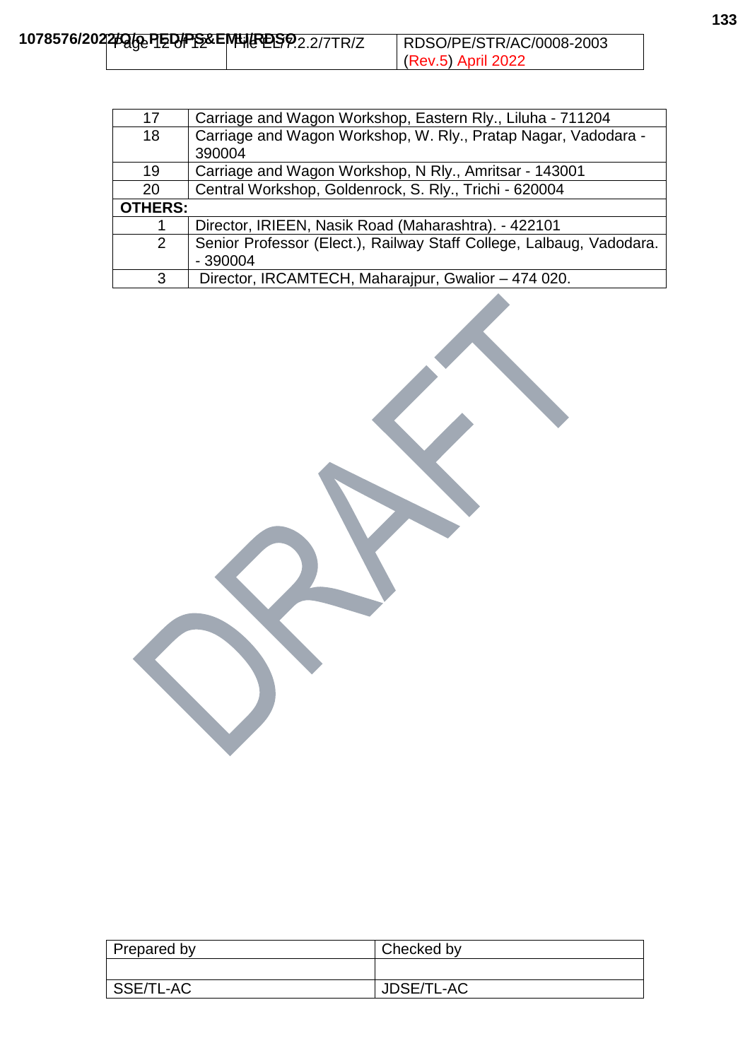| | |
|---|---|
| 17 | Carriage and Wagon Workshop, Eastern Rly., Liluha - 711204 |
| 18 | Carriage and Wagon Workshop, W. Rly., Pratap Nagar, Vadodara - 390004 |
| 19 | Carriage and Wagon Workshop, N Rly., Amritsar - 143001 |
| 20 | Central Workshop, Goldenrock, S. Rly., Trichi - 620004 |
| **OTHERS:** | |
| 1 | Director, IRIEEN, Nasik Road (Maharashtra). - 422101 |
| 2 | Senior Professor (Elect.), Railway Staff College, Lalbaug, Vadodara. - 390004 |
| 3 | Director, IRCAMTECH, Maharajpur, Gwalior – 474 020. |

DRAFT

| Prepared by | Checked by |
|---|---|
| | |
| SSE/TL-AC | JDSE/TL-AC |